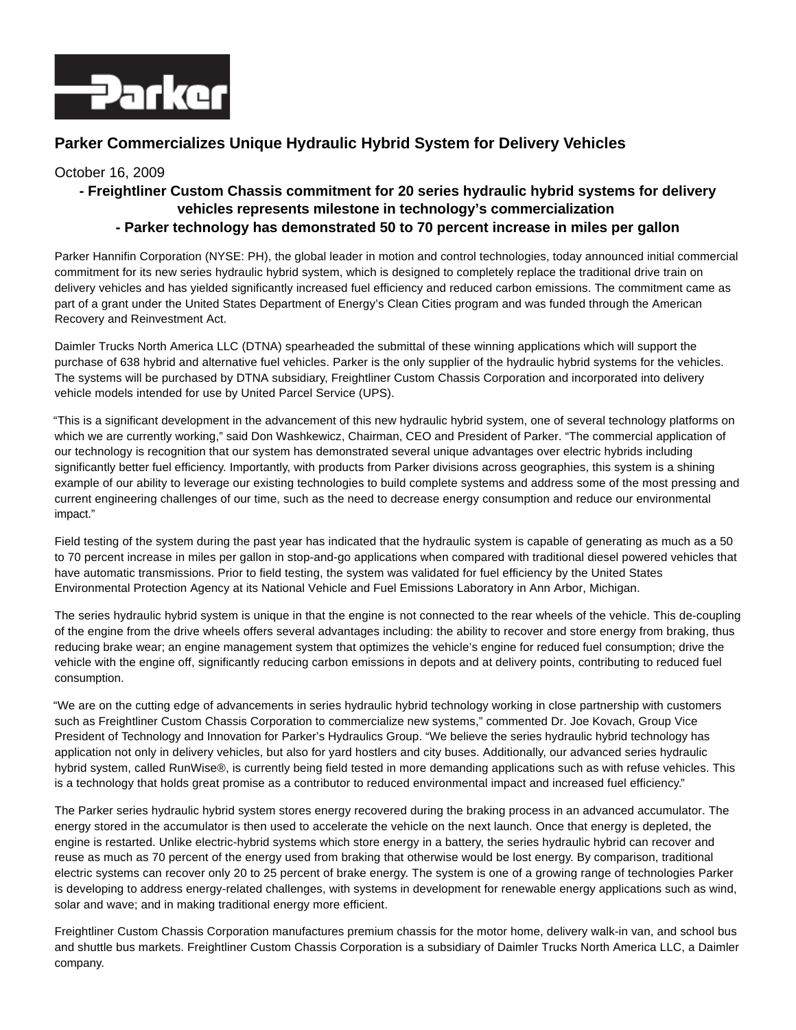# Parker Commercializes Unique Hydraulic Hybrid System for Delivery Vehicles

October 16, 2009

**- Freightliner Custom Chassis commitment for 20 series hydraulic hybrid systems for delivery vehicles represents milestone in technology's commercialization**

**- Parker technology has demonstrated 50 to 70 percent increase in miles per gallon**

Parker Hannifin Corporation (NYSE: PH), the global leader in motion and control technologies, today announced initial commercial commitment for its new series hydraulic hybrid system, which is designed to completely replace the traditional drive train on delivery vehicles and has yielded significantly increased fuel efficiency and reduced carbon emissions. The commitment came as part of a grant under the United States Department of Energy's Clean Cities program and was funded through the American Recovery and Reinvestment Act.

Daimler Trucks North America LLC (DTNA) spearheaded the submittal of these winning applications which will support the purchase of 638 hybrid and alternative fuel vehicles. Parker is the only supplier of the hydraulic hybrid systems for the vehicles. The systems will be purchased by DTNA subsidiary, Freightliner Custom Chassis Corporation and incorporated into delivery vehicle models intended for use by United Parcel Service (UPS).

"This is a significant development in the advancement of this new hydraulic hybrid system, one of several technology platforms on which we are currently working," said Don Washkewicz, Chairman, CEO and President of Parker. "The commercial application of our technology is recognition that our system has demonstrated several unique advantages over electric hybrids including significantly better fuel efficiency. Importantly, with products from Parker divisions across geographies, this system is a shining example of our ability to leverage our existing technologies to build complete systems and address some of the most pressing and current engineering challenges of our time, such as the need to decrease energy consumption and reduce our environmental impact."

Field testing of the system during the past year has indicated that the hydraulic system is capable of generating as much as a 50 to 70 percent increase in miles per gallon in stop-and-go applications when compared with traditional diesel powered vehicles that have automatic transmissions. Prior to field testing, the system was validated for fuel efficiency by the United States Environmental Protection Agency at its National Vehicle and Fuel Emissions Laboratory in Ann Arbor, Michigan.

The series hydraulic hybrid system is unique in that the engine is not connected to the rear wheels of the vehicle. This de-coupling of the engine from the drive wheels offers several advantages including: the ability to recover and store energy from braking, thus reducing brake wear; an engine management system that optimizes the vehicle's engine for reduced fuel consumption; drive the vehicle with the engine off, significantly reducing carbon emissions in depots and at delivery points, contributing to reduced fuel consumption.

"We are on the cutting edge of advancements in series hydraulic hybrid technology working in close partnership with customers such as Freightliner Custom Chassis Corporation to commercialize new systems," commented Dr. Joe Kovach, Group Vice President of Technology and Innovation for Parker's Hydraulics Group. "We believe the series hydraulic hybrid technology has application not only in delivery vehicles, but also for yard hostlers and city buses. Additionally, our advanced series hydraulic hybrid system, called RunWise®, is currently being field tested in more demanding applications such as with refuse vehicles. This is a technology that holds great promise as a contributor to reduced environmental impact and increased fuel efficiency."

The Parker series hydraulic hybrid system stores energy recovered during the braking process in an advanced accumulator. The energy stored in the accumulator is then used to accelerate the vehicle on the next launch. Once that energy is depleted, the engine is restarted. Unlike electric-hybrid systems which store energy in a battery, the series hydraulic hybrid can recover and reuse as much as 70 percent of the energy used from braking that otherwise would be lost energy. By comparison, traditional electric systems can recover only 20 to 25 percent of brake energy. The system is one of a growing range of technologies Parker is developing to address energy-related challenges, with systems in development for renewable energy applications such as wind, solar and wave; and in making traditional energy more efficient.

Freightliner Custom Chassis Corporation manufactures premium chassis for the motor home, delivery walk-in van, and school bus and shuttle bus markets. Freightliner Custom Chassis Corporation is a subsidiary of Daimler Trucks North America LLC, a Daimler company.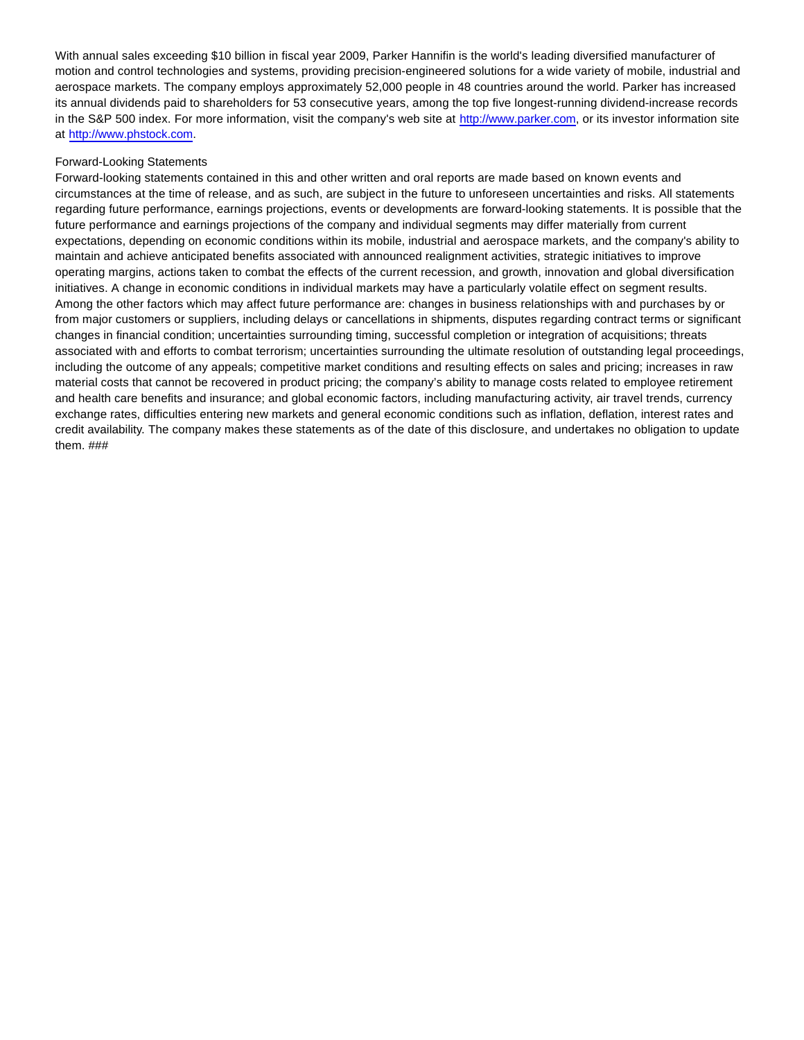With annual sales exceeding $10 billion in fiscal year 2009, Parker Hannifin is the world's leading diversified manufacturer of motion and control technologies and systems, providing precision-engineered solutions for a wide variety of mobile, industrial and aerospace markets. The company employs approximately 52,000 people in 48 countries around the world. Parker has increased its annual dividends paid to shareholders for 53 consecutive years, among the top five longest-running dividend-increase records in the S&P 500 index. For more information, visit the company's web site at http://www.parker.com, or its investor information site at http://www.phstock.com.

Forward-Looking Statements

Forward-looking statements contained in this and other written and oral reports are made based on known events and circumstances at the time of release, and as such, are subject in the future to unforeseen uncertainties and risks. All statements regarding future performance, earnings projections, events or developments are forward-looking statements. It is possible that the future performance and earnings projections of the company and individual segments may differ materially from current expectations, depending on economic conditions within its mobile, industrial and aerospace markets, and the company's ability to maintain and achieve anticipated benefits associated with announced realignment activities, strategic initiatives to improve operating margins, actions taken to combat the effects of the current recession, and growth, innovation and global diversification initiatives. A change in economic conditions in individual markets may have a particularly volatile effect on segment results. Among the other factors which may affect future performance are: changes in business relationships with and purchases by or from major customers or suppliers, including delays or cancellations in shipments, disputes regarding contract terms or significant changes in financial condition; uncertainties surrounding timing, successful completion or integration of acquisitions; threats associated with and efforts to combat terrorism; uncertainties surrounding the ultimate resolution of outstanding legal proceedings, including the outcome of any appeals; competitive market conditions and resulting effects on sales and pricing; increases in raw material costs that cannot be recovered in product pricing; the company's ability to manage costs related to employee retirement and health care benefits and insurance; and global economic factors, including manufacturing activity, air travel trends, currency exchange rates, difficulties entering new markets and general economic conditions such as inflation, deflation, interest rates and credit availability. The company makes these statements as of the date of this disclosure, and undertakes no obligation to update them. ###